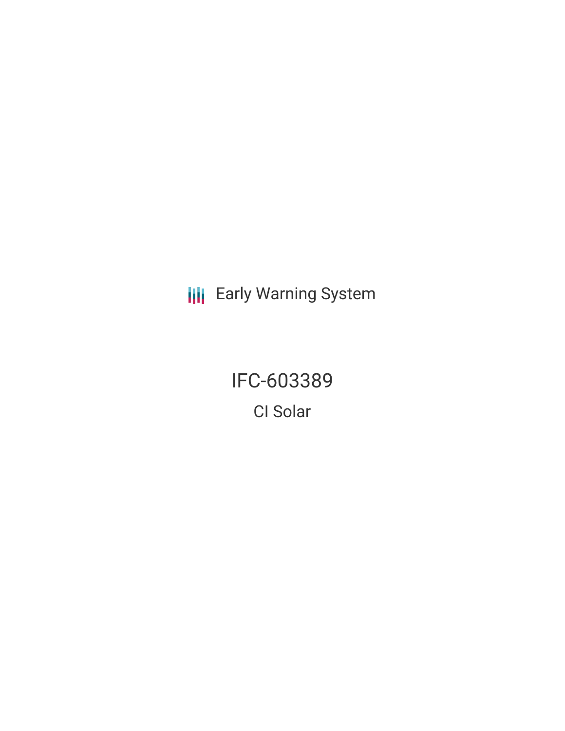Early Warning System

# IFC-603389

## CI Solar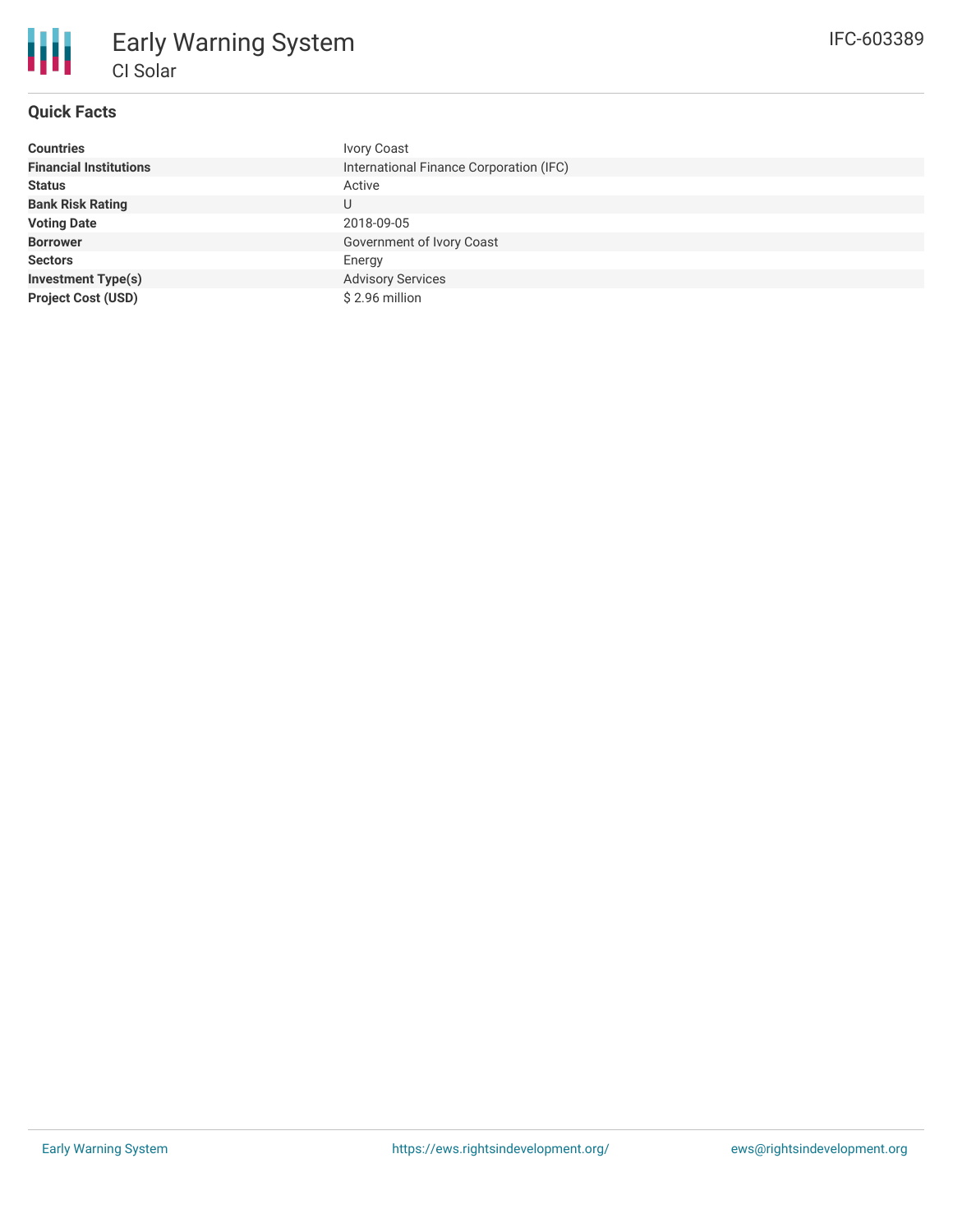# Early Warning System

## CI Solar

IFC-603389

### Quick Facts

| | |
|---|---|
| **Countries** | Ivory Coast |
| **Financial Institutions** | International Finance Corporation (IFC) |
| **Status** | Active |
| **Bank Risk Rating** | U |
| **Voting Date** | 2018-09-05 |
| **Borrower** | Government of Ivory Coast |
| **Sectors** | Energy |
| **Investment Type(s)** | Advisory Services |
| **Project Cost (USD)** | $ 2.96 million |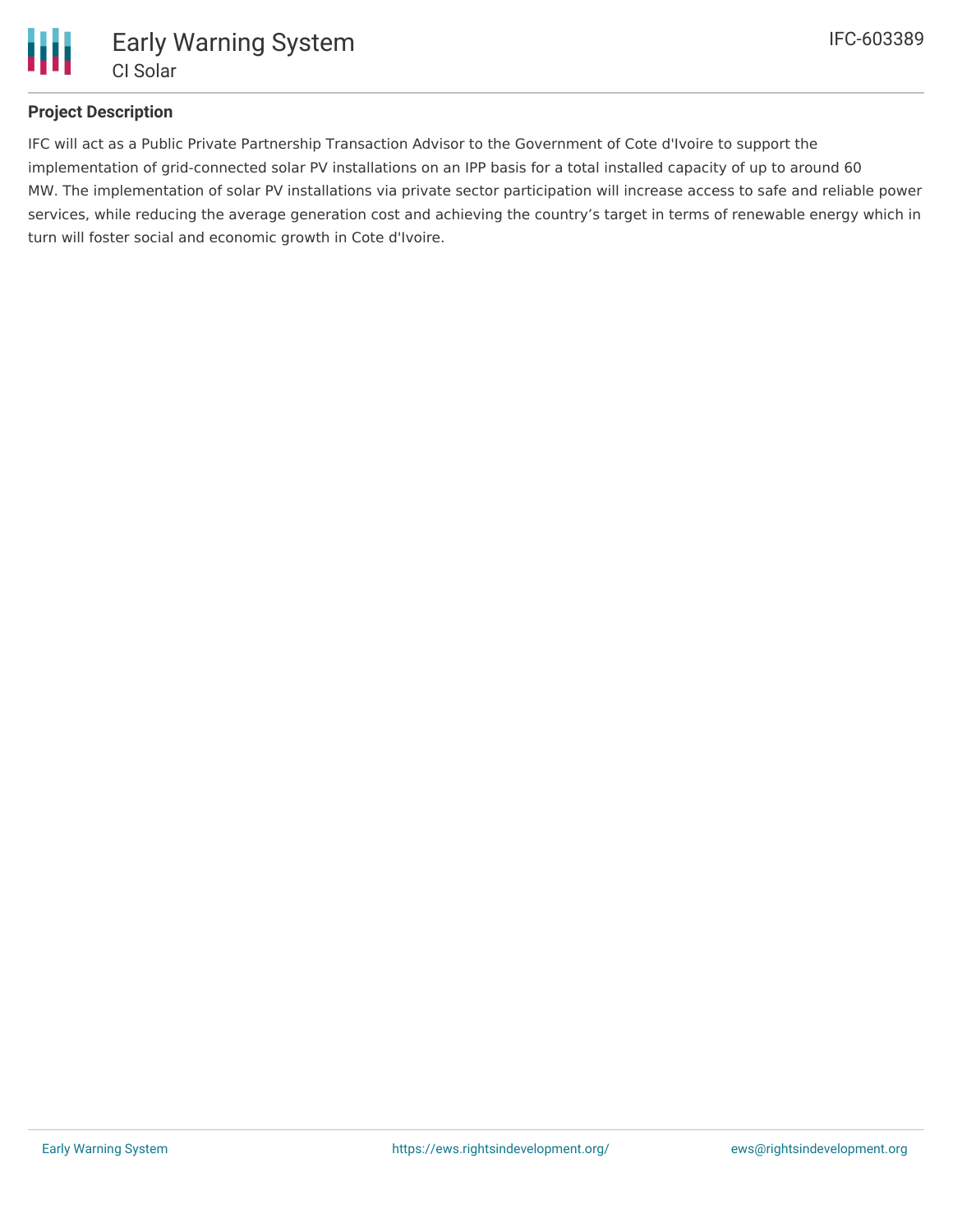## Project Description

IFC will act as a Public Private Partnership Transaction Advisor to the Government of Cote d'Ivoire to support the implementation of grid-connected solar PV installations on an IPP basis for a total installed capacity of up to around 60 MW. The implementation of solar PV installations via private sector participation will increase access to safe and reliable power services, while reducing the average generation cost and achieving the country's target in terms of renewable energy which in turn will foster social and economic growth in Cote d'Ivoire.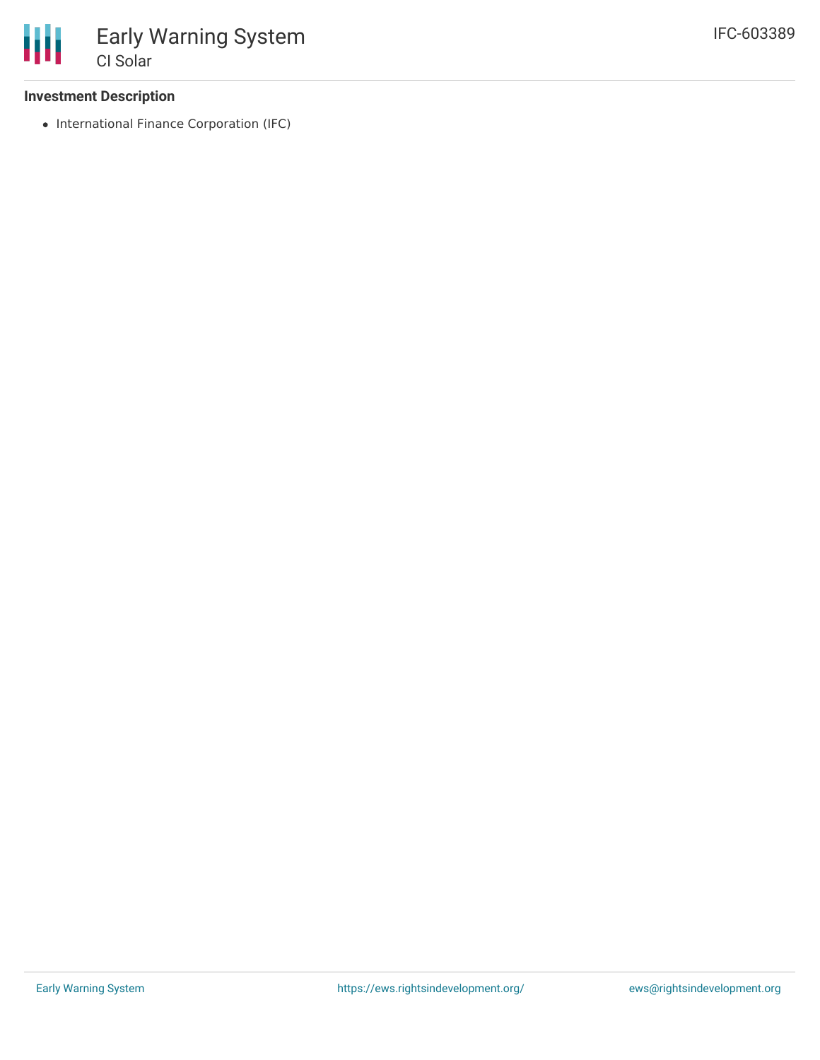### Investment Description

- International Finance Corporation (IFC)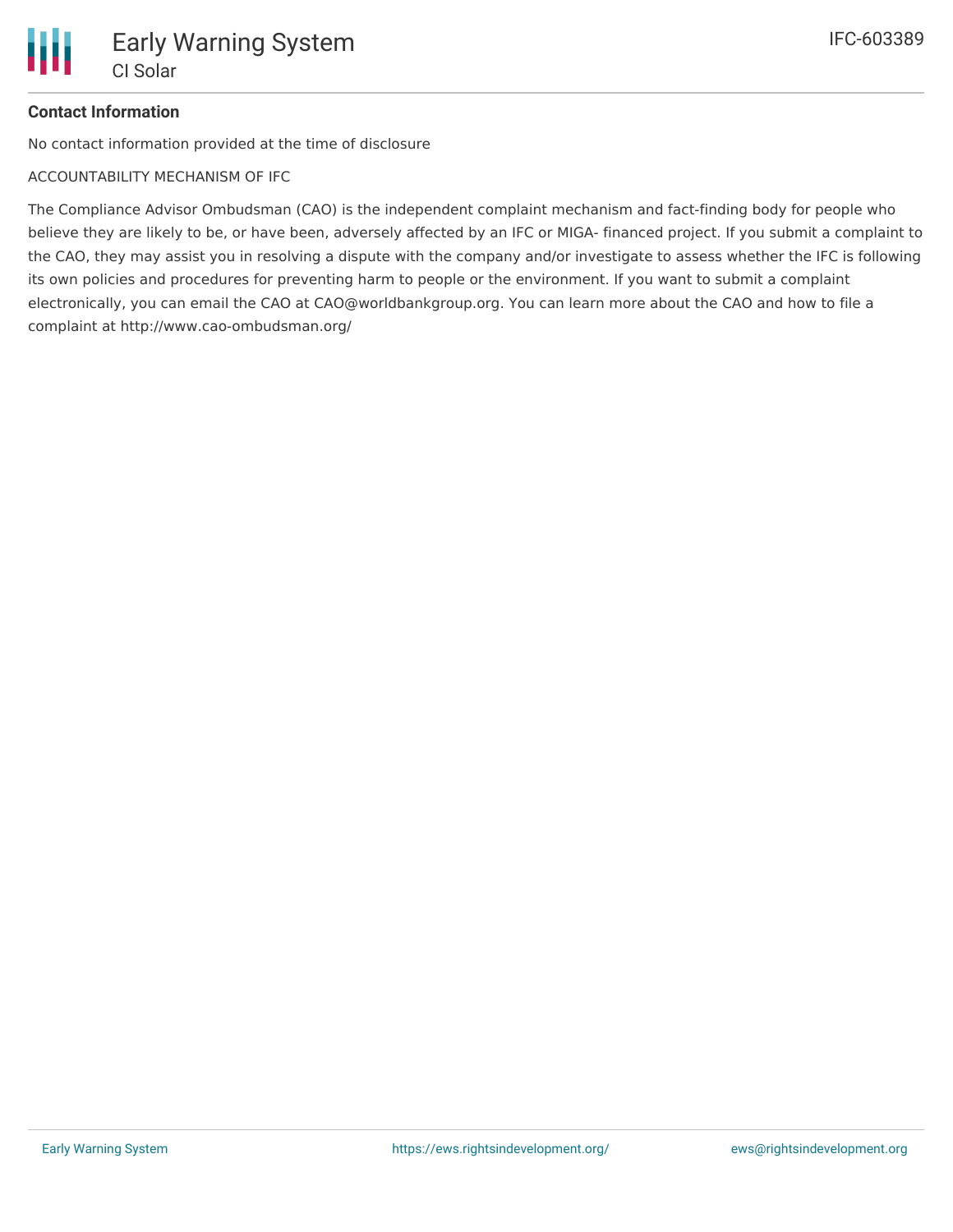**Contact Information**

No contact information provided at the time of disclosure

ACCOUNTABILITY MECHANISM OF IFC

The Compliance Advisor Ombudsman (CAO) is the independent complaint mechanism and fact-finding body for people who believe they are likely to be, or have been, adversely affected by an IFC or MIGA- financed project. If you submit a complaint to the CAO, they may assist you in resolving a dispute with the company and/or investigate to assess whether the IFC is following its own policies and procedures for preventing harm to people or the environment. If you want to submit a complaint electronically, you can email the CAO at CAO@worldbankgroup.org. You can learn more about the CAO and how to file a complaint at http://www.cao-ombudsman.org/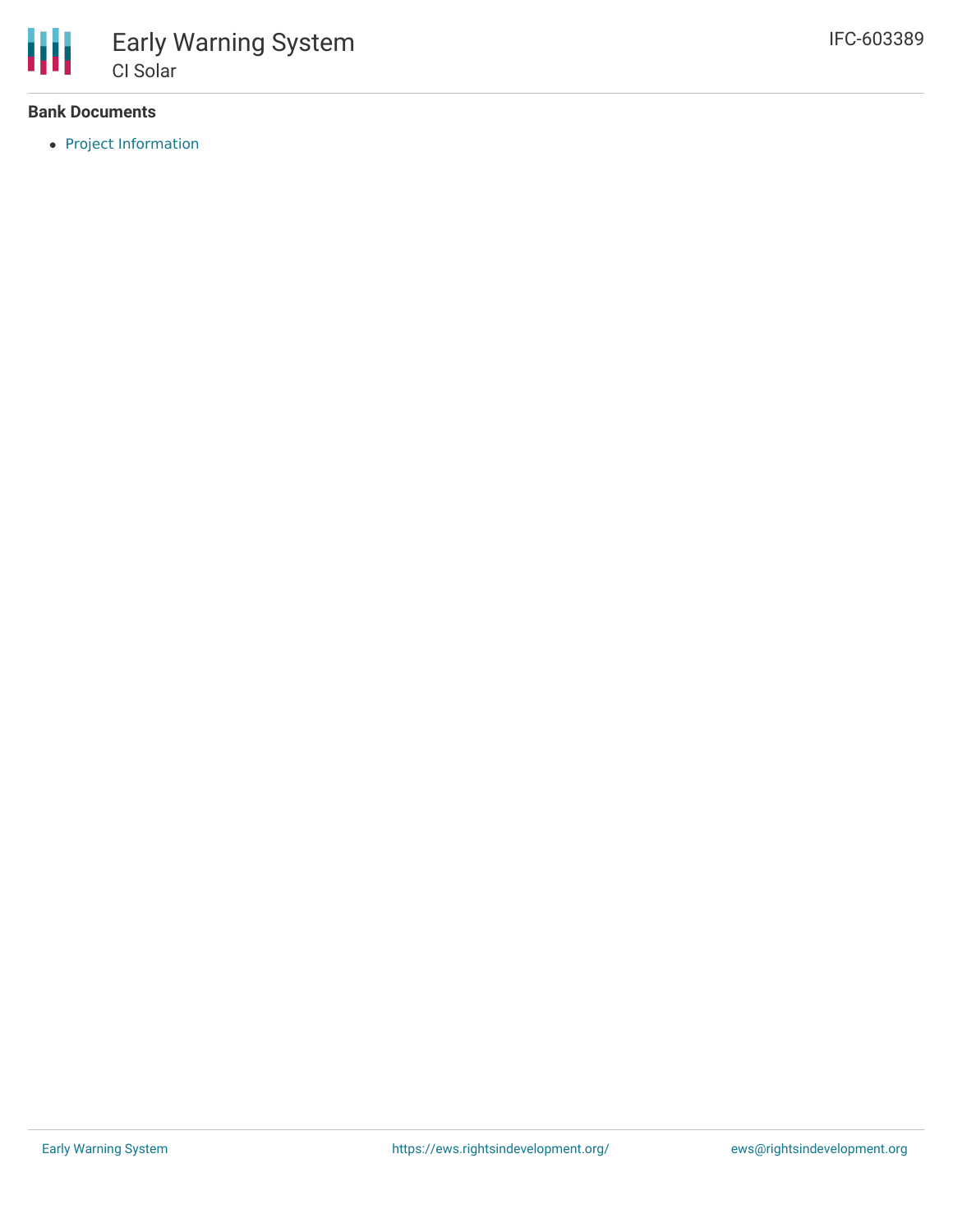**Bank Documents**

- Project Information